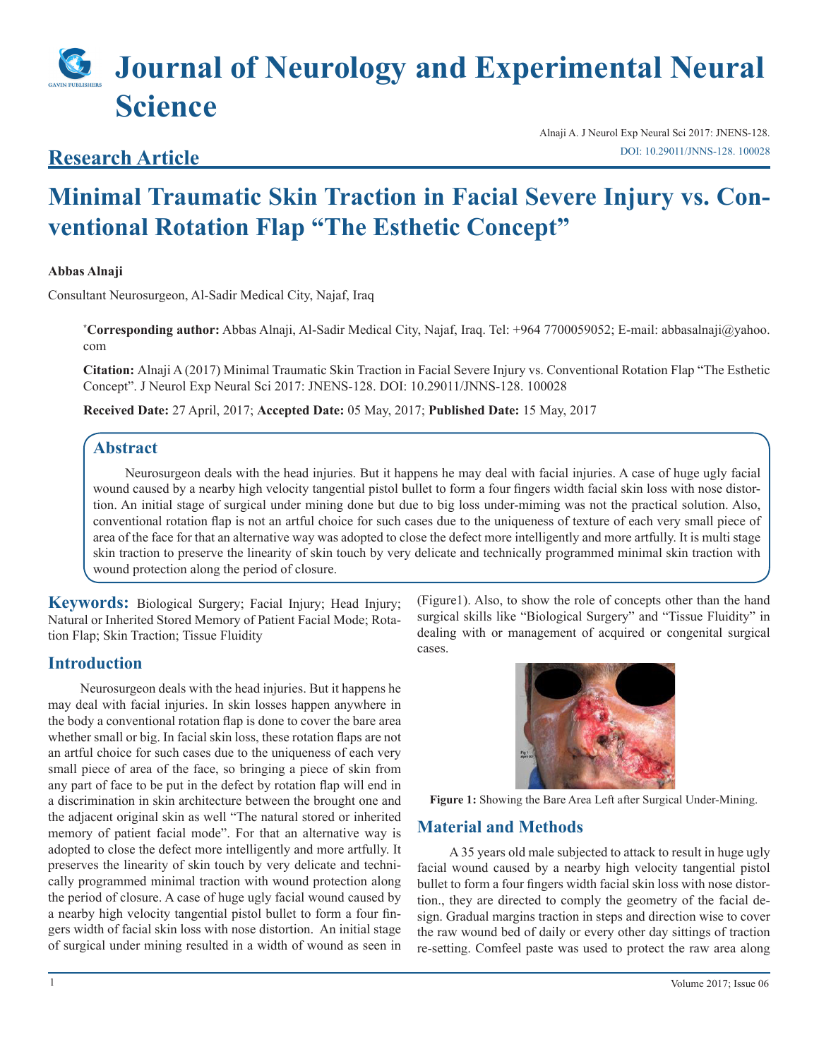# Journal of Neurology and Experimental Neural Science

## Research Article

# Minimal Traumatic Skin Traction in Facial Severe Injury vs. Conventional Rotation Flap "The Esthetic Concept"

**Abbas Alnaji**

Consultant Neurosurgeon, Al-Sadir Medical City, Najaf, Iraq

***Corresponding author:** Abbas Alnaji, Al-Sadir Medical City, Najaf, Iraq. Tel: +964 7700059052; E-mail: abbasalnaji@yahoo.com

**Citation:** Alnaji A (2017) Minimal Traumatic Skin Traction in Facial Severe Injury vs. Conventional Rotation Flap "The Esthetic Concept". J Neurol Exp Neural Sci 2017: JNENS-128. DOI: 10.29011/JNNS-128. 100028

**Received Date:** 27 April, 2017; **Accepted Date:** 05 May, 2017; **Published Date:** 15 May, 2017

## Abstract

Neurosurgeon deals with the head injuries. But it happens he may deal with facial injuries. A case of huge ugly facial wound caused by a nearby high velocity tangential pistol bullet to form a four fingers width facial skin loss with nose distortion. An initial stage of surgical under mining done but due to big loss under-miming was not the practical solution. Also, conventional rotation flap is not an artful choice for such cases due to the uniqueness of texture of each very small piece of area of the face for that an alternative way was adopted to close the defect more intelligently and more artfully. It is multi stage skin traction to preserve the linearity of skin touch by very delicate and technically programmed minimal skin traction with wound protection along the period of closure.

**Keywords:** Biological Surgery; Facial Injury; Head Injury; Natural or Inherited Stored Memory of Patient Facial Mode; Rotation Flap; Skin Traction; Tissue Fluidity

## Introduction

Neurosurgeon deals with the head injuries. But it happens he may deal with facial injuries. In skin losses happen anywhere in the body a conventional rotation flap is done to cover the bare area whether small or big. In facial skin loss, these rotation flaps are not an artful choice for such cases due to the uniqueness of each very small piece of area of the face, so bringing a piece of skin from any part of face to be put in the defect by rotation flap will end in a discrimination in skin architecture between the brought one and the adjacent original skin as well "The natural stored or inherited memory of patient facial mode". For that an alternative way is adopted to close the defect more intelligently and more artfully. It preserves the linearity of skin touch by very delicate and technically programmed minimal traction with wound protection along the period of closure. A case of huge ugly facial wound caused by a nearby high velocity tangential pistol bullet to form a four fingers width of facial skin loss with nose distortion. An initial stage of surgical under mining resulted in a width of wound as seen in (Figure1). Also, to show the role of concepts other than the hand surgical skills like "Biological Surgery" and "Tissue Fluidity" in dealing with or management of acquired or congenital surgical cases.

**Figure 1:** Showing the Bare Area Left after Surgical Under-Mining.

## Material and Methods

A 35 years old male subjected to attack to result in huge ugly facial wound caused by a nearby high velocity tangential pistol bullet to form a four fingers width facial skin loss with nose distortion., they are directed to comply the geometry of the facial design. Gradual margins traction in steps and direction wise to cover the raw wound bed of daily or every other day sittings of traction re-setting. Comfeel paste was used to protect the raw area along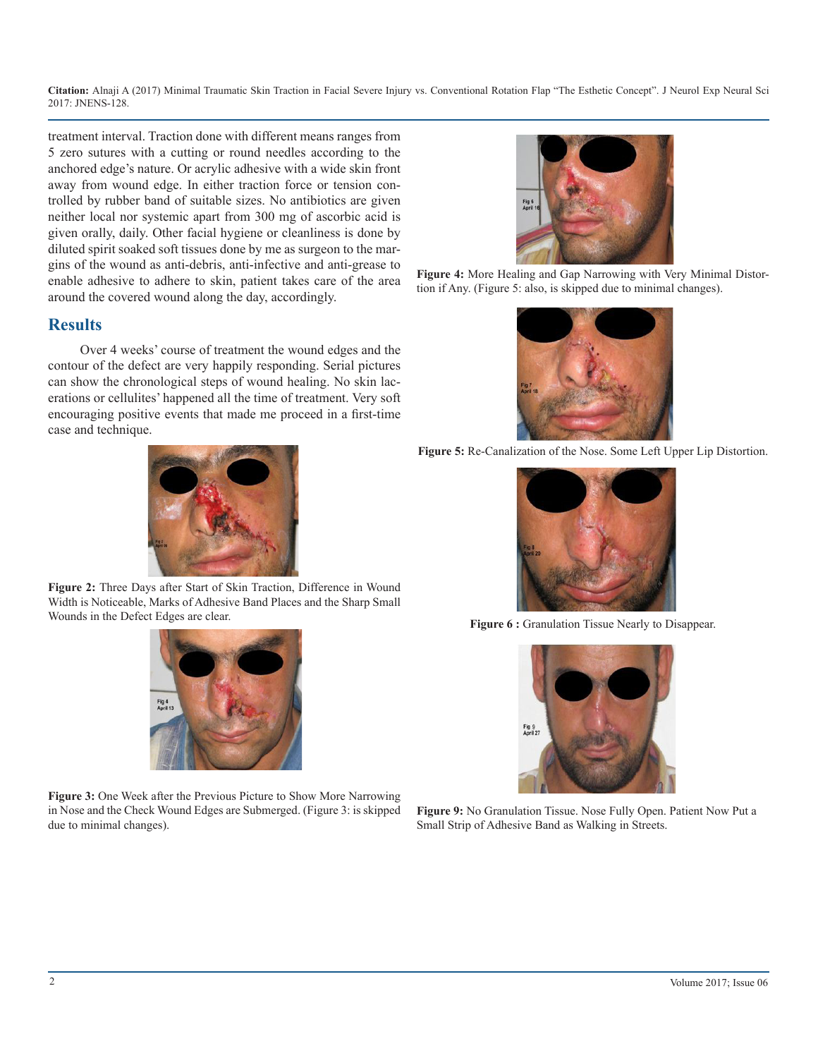treatment interval. Traction done with different means ranges from 5 zero sutures with a cutting or round needles according to the anchored edge's nature. Or acrylic adhesive with a wide skin front away from wound edge. In either traction force or tension controlled by rubber band of suitable sizes. No antibiotics are given neither local nor systemic apart from 300 mg of ascorbic acid is given orally, daily. Other facial hygiene or cleanliness is done by diluted spirit soaked soft tissues done by me as surgeon to the margins of the wound as anti-debris, anti-infective and anti-grease to enable adhesive to adhere to skin, patient takes care of the area around the covered wound along the day, accordingly.

## Results

Over 4 weeks' course of treatment the wound edges and the contour of the defect are very happily responding. Serial pictures can show the chronological steps of wound healing. No skin lacerations or cellulites' happened all the time of treatment. Very soft encouraging positive events that made me proceed in a first-time case and technique.

**Figure 2:** Three Days after Start of Skin Traction, Difference in Wound Width is Noticeable, Marks of Adhesive Band Places and the Sharp Small Wounds in the Defect Edges are clear.

**Figure 3:** One Week after the Previous Picture to Show More Narrowing in Nose and the Check Wound Edges are Submerged. (Figure 3: is skipped due to minimal changes).

**Figure 4:** More Healing and Gap Narrowing with Very Minimal Distortion if Any. (Figure 5: also, is skipped due to minimal changes).

**Figure 5:** Re-Canalization of the Nose. Some Left Upper Lip Distortion.

**Figure 6 :** Granulation Tissue Nearly to Disappear.

**Figure 9:** No Granulation Tissue. Nose Fully Open. Patient Now Put a Small Strip of Adhesive Band as Walking in Streets.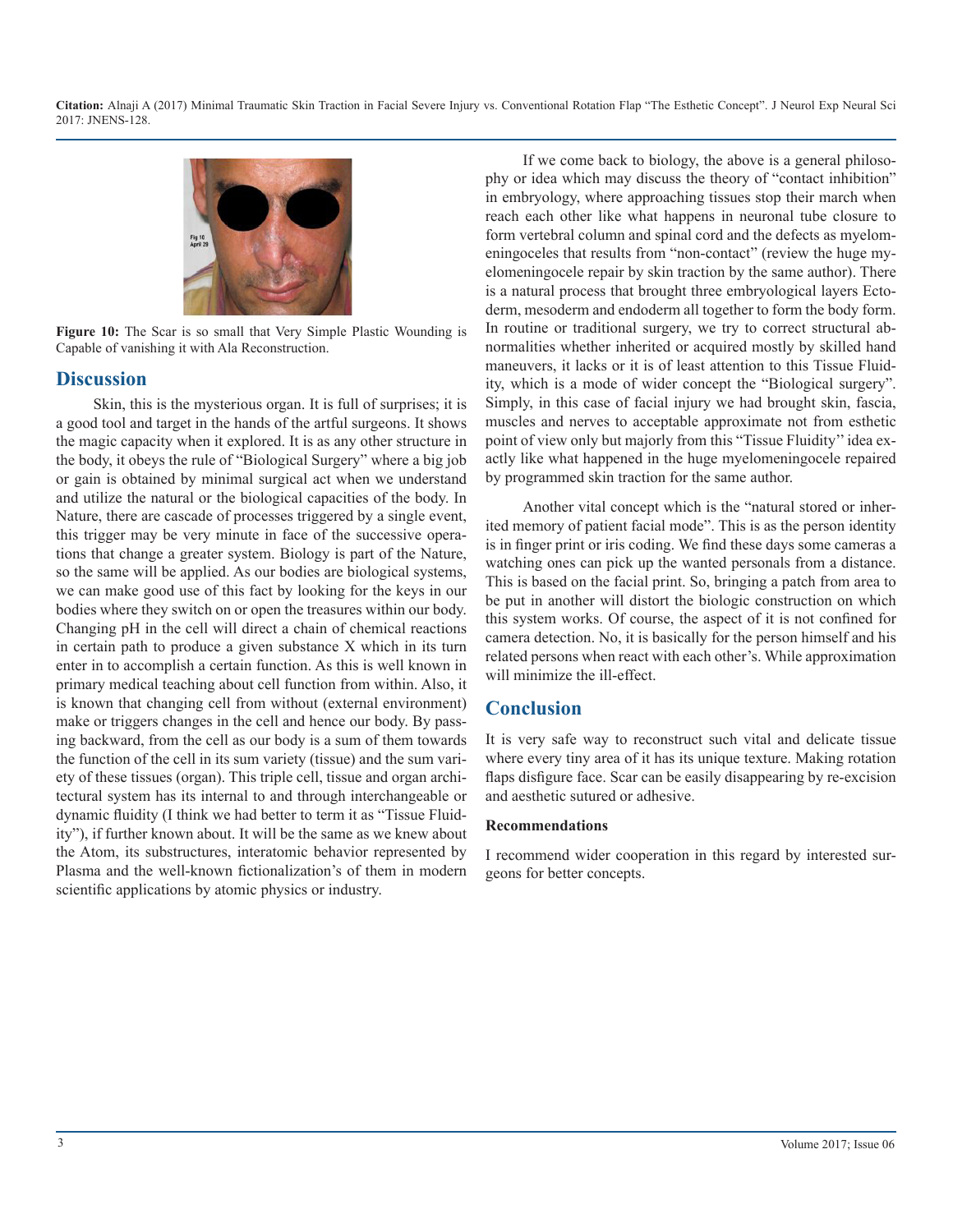Figure 10: The Scar is so small that Very Simple Plastic Wounding is Capable of vanishing it with Ala Reconstruction.

## Discussion

Skin, this is the mysterious organ. It is full of surprises; it is a good tool and target in the hands of the artful surgeons. It shows the magic capacity when it explored. It is as any other structure in the body, it obeys the rule of "Biological Surgery" where a big job or gain is obtained by minimal surgical act when we understand and utilize the natural or the biological capacities of the body. In Nature, there are cascade of processes triggered by a single event, this trigger may be very minute in face of the successive operations that change a greater system. Biology is part of the Nature, so the same will be applied. As our bodies are biological systems, we can make good use of this fact by looking for the keys in our bodies where they switch on or open the treasures within our body. Changing pH in the cell will direct a chain of chemical reactions in certain path to produce a given substance X which in its turn enter in to accomplish a certain function. As this is well known in primary medical teaching about cell function from within. Also, it is known that changing cell from without (external environment) make or triggers changes in the cell and hence our body. By passing backward, from the cell as our body is a sum of them towards the function of the cell in its sum variety (tissue) and the sum variety of these tissues (organ). This triple cell, tissue and organ architectural system has its internal to and through interchangeable or dynamic fluidity (I think we had better to term it as "Tissue Fluidity"), if further known about. It will be the same as we knew about the Atom, its substructures, interatomic behavior represented by Plasma and the well-known fictionalization's of them in modern scientific applications by atomic physics or industry.

If we come back to biology, the above is a general philosophy or idea which may discuss the theory of "contact inhibition" in embryology, where approaching tissues stop their march when reach each other like what happens in neuronal tube closure to form vertebral column and spinal cord and the defects as myelomeningoceles that results from "non-contact" (review the huge myelomeningocele repair by skin traction by the same author). There is a natural process that brought three embryological layers Ectoderm, mesoderm and endoderm all together to form the body form. In routine or traditional surgery, we try to correct structural abnormalities whether inherited or acquired mostly by skilled hand maneuvers, it lacks or it is of least attention to this Tissue Fluidity, which is a mode of wider concept the "Biological surgery". Simply, in this case of facial injury we had brought skin, fascia, muscles and nerves to acceptable approximate not from esthetic point of view only but majorly from this "Tissue Fluidity" idea exactly like what happened in the huge myelomeningocele repaired by programmed skin traction for the same author.

Another vital concept which is the "natural stored or inherited memory of patient facial mode". This is as the person identity is in finger print or iris coding. We find these days some cameras a watching ones can pick up the wanted personals from a distance. This is based on the facial print. So, bringing a patch from area to be put in another will distort the biologic construction on which this system works. Of course, the aspect of it is not confined for camera detection. No, it is basically for the person himself and his related persons when react with each other's. While approximation will minimize the ill-effect.

## Conclusion

It is very safe way to reconstruct such vital and delicate tissue where every tiny area of it has its unique texture. Making rotation flaps disfigure face. Scar can be easily disappearing by re-excision and aesthetic sutured or adhesive.

### Recommendations

I recommend wider cooperation in this regard by interested surgeons for better concepts.